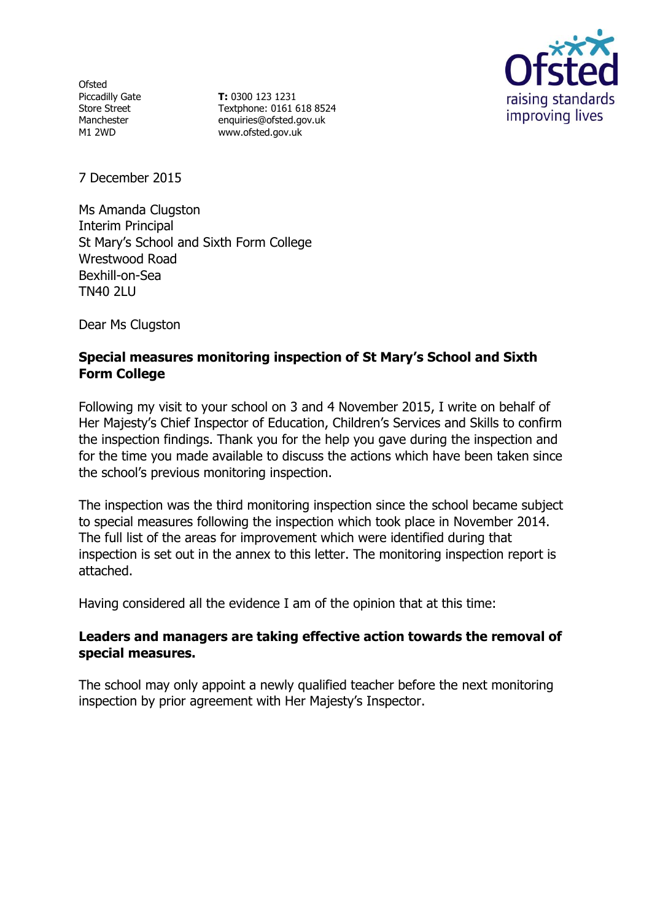Ofsted
Piccadilly Gate
Store Street
Manchester
M1 2WD

**T:** 0300 123 1231
Textphone: 0161 618 8524
enquiries@ofsted.gov.uk
www.ofsted.gov.uk

Ofsted
raising standards
improving lives

7 December 2015

Ms Amanda Clugston
Interim Principal
St Mary's School and Sixth Form College
Wrestwood Road
Bexhill-on-Sea
TN40 2LU

Dear Ms Clugston

**Special measures monitoring inspection of St Mary's School and Sixth Form College**

Following my visit to your school on 3 and 4 November 2015, I write on behalf of Her Majesty's Chief Inspector of Education, Children's Services and Skills to confirm the inspection findings. Thank you for the help you gave during the inspection and for the time you made available to discuss the actions which have been taken since the school's previous monitoring inspection.

The inspection was the third monitoring inspection since the school became subject to special measures following the inspection which took place in November 2014. The full list of the areas for improvement which were identified during that inspection is set out in the annex to this letter. The monitoring inspection report is attached.

Having considered all the evidence I am of the opinion that at this time:

**Leaders and managers are taking effective action towards the removal of special measures.**

The school may only appoint a newly qualified teacher before the next monitoring inspection by prior agreement with Her Majesty's Inspector.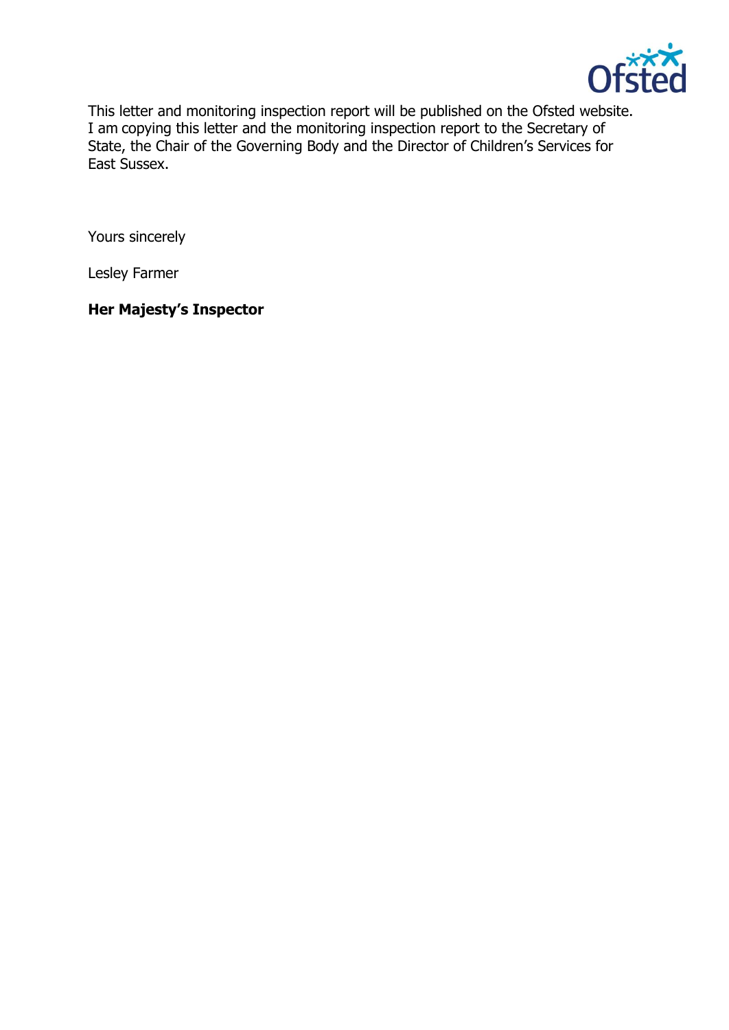This letter and monitoring inspection report will be published on the Ofsted website. I am copying this letter and the monitoring inspection report to the Secretary of State, the Chair of the Governing Body and the Director of Children's Services for East Sussex.

Yours sincerely

Lesley Farmer

**Her Majesty's Inspector**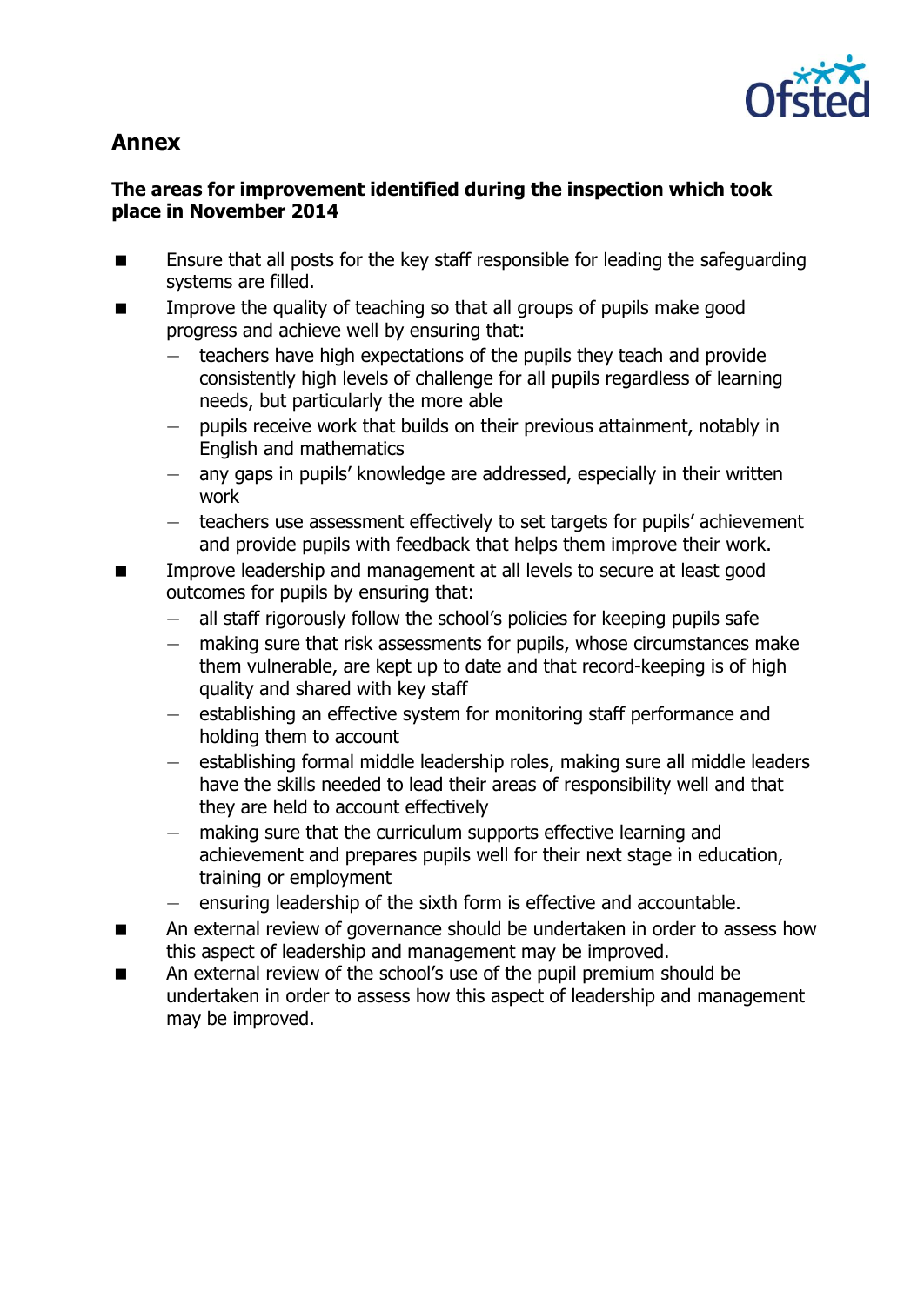## Annex

**The areas for improvement identified during the inspection which took place in November 2014**

- Ensure that all posts for the key staff responsible for leading the safeguarding systems are filled.
- Improve the quality of teaching so that all groups of pupils make good progress and achieve well by ensuring that:
  - teachers have high expectations of the pupils they teach and provide consistently high levels of challenge for all pupils regardless of learning needs, but particularly the more able
  - pupils receive work that builds on their previous attainment, notably in English and mathematics
  - any gaps in pupils' knowledge are addressed, especially in their written work
  - teachers use assessment effectively to set targets for pupils' achievement and provide pupils with feedback that helps them improve their work.
- Improve leadership and management at all levels to secure at least good outcomes for pupils by ensuring that:
  - all staff rigorously follow the school's policies for keeping pupils safe
  - making sure that risk assessments for pupils, whose circumstances make them vulnerable, are kept up to date and that record-keeping is of high quality and shared with key staff
  - establishing an effective system for monitoring staff performance and holding them to account
  - establishing formal middle leadership roles, making sure all middle leaders have the skills needed to lead their areas of responsibility well and that they are held to account effectively
  - making sure that the curriculum supports effective learning and achievement and prepares pupils well for their next stage in education, training or employment
  - ensuring leadership of the sixth form is effective and accountable.
- An external review of governance should be undertaken in order to assess how this aspect of leadership and management may be improved.
- An external review of the school's use of the pupil premium should be undertaken in order to assess how this aspect of leadership and management may be improved.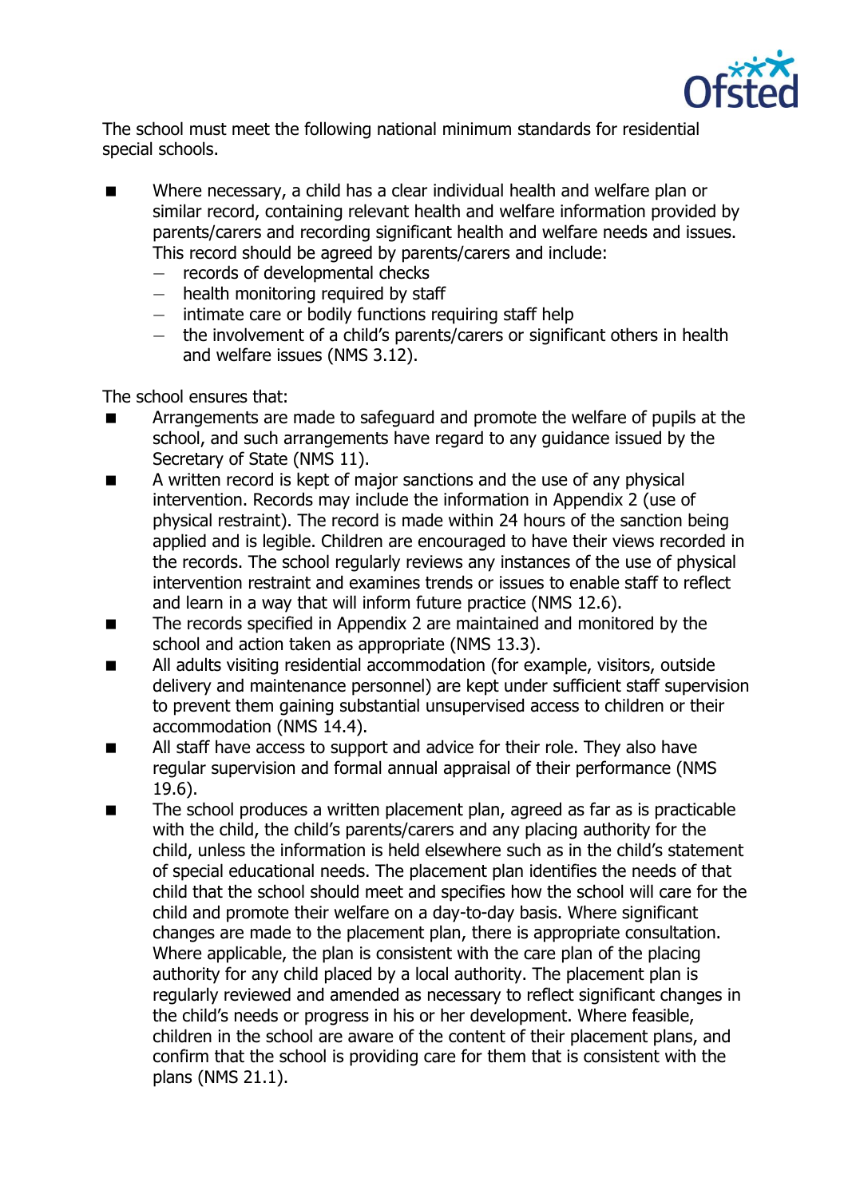The school must meet the following national minimum standards for residential special schools.

- Where necessary, a child has a clear individual health and welfare plan or similar record, containing relevant health and welfare information provided by parents/carers and recording significant health and welfare needs and issues. This record should be agreed by parents/carers and include:
  - records of developmental checks
  - health monitoring required by staff
  - intimate care or bodily functions requiring staff help
  - the involvement of a child's parents/carers or significant others in health and welfare issues (NMS 3.12).

The school ensures that:

- Arrangements are made to safeguard and promote the welfare of pupils at the school, and such arrangements have regard to any guidance issued by the Secretary of State (NMS 11).
- A written record is kept of major sanctions and the use of any physical intervention. Records may include the information in Appendix 2 (use of physical restraint). The record is made within 24 hours of the sanction being applied and is legible. Children are encouraged to have their views recorded in the records. The school regularly reviews any instances of the use of physical intervention restraint and examines trends or issues to enable staff to reflect and learn in a way that will inform future practice (NMS 12.6).
- The records specified in Appendix 2 are maintained and monitored by the school and action taken as appropriate (NMS 13.3).
- All adults visiting residential accommodation (for example, visitors, outside delivery and maintenance personnel) are kept under sufficient staff supervision to prevent them gaining substantial unsupervised access to children or their accommodation (NMS 14.4).
- All staff have access to support and advice for their role. They also have regular supervision and formal annual appraisal of their performance (NMS 19.6).
- The school produces a written placement plan, agreed as far as is practicable with the child, the child's parents/carers and any placing authority for the child, unless the information is held elsewhere such as in the child's statement of special educational needs. The placement plan identifies the needs of that child that the school should meet and specifies how the school will care for the child and promote their welfare on a day-to-day basis. Where significant changes are made to the placement plan, there is appropriate consultation. Where applicable, the plan is consistent with the care plan of the placing authority for any child placed by a local authority. The placement plan is regularly reviewed and amended as necessary to reflect significant changes in the child's needs or progress in his or her development. Where feasible, children in the school are aware of the content of their placement plans, and confirm that the school is providing care for them that is consistent with the plans (NMS 21.1).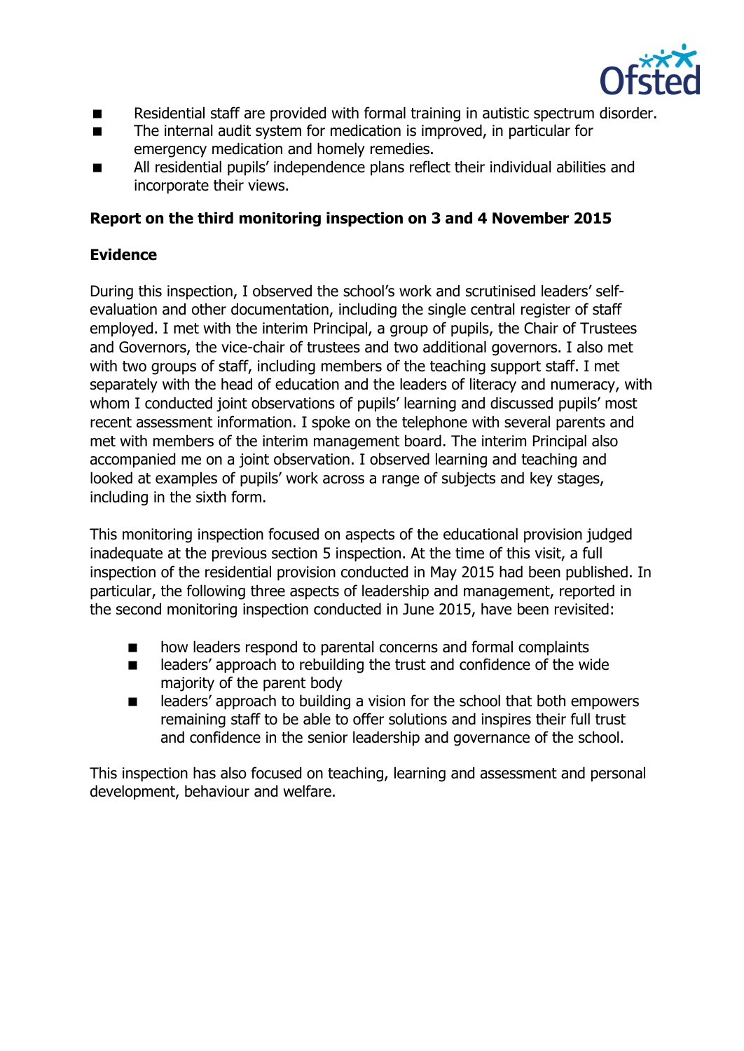- Residential staff are provided with formal training in autistic spectrum disorder.
- The internal audit system for medication is improved, in particular for emergency medication and homely remedies.
- All residential pupils' independence plans reflect their individual abilities and incorporate their views.

## Report on the third monitoring inspection on 3 and 4 November 2015

### Evidence

During this inspection, I observed the school's work and scrutinised leaders' self-evaluation and other documentation, including the single central register of staff employed. I met with the interim Principal, a group of pupils, the Chair of Trustees and Governors, the vice-chair of trustees and two additional governors. I also met with two groups of staff, including members of the teaching support staff. I met separately with the head of education and the leaders of literacy and numeracy, with whom I conducted joint observations of pupils' learning and discussed pupils' most recent assessment information. I spoke on the telephone with several parents and met with members of the interim management board. The interim Principal also accompanied me on a joint observation. I observed learning and teaching and looked at examples of pupils' work across a range of subjects and key stages, including in the sixth form.

This monitoring inspection focused on aspects of the educational provision judged inadequate at the previous section 5 inspection. At the time of this visit, a full inspection of the residential provision conducted in May 2015 had been published. In particular, the following three aspects of leadership and management, reported in the second monitoring inspection conducted in June 2015, have been revisited:

- how leaders respond to parental concerns and formal complaints
- leaders' approach to rebuilding the trust and confidence of the wide majority of the parent body
- leaders' approach to building a vision for the school that both empowers remaining staff to be able to offer solutions and inspires their full trust and confidence in the senior leadership and governance of the school.

This inspection has also focused on teaching, learning and assessment and personal development, behaviour and welfare.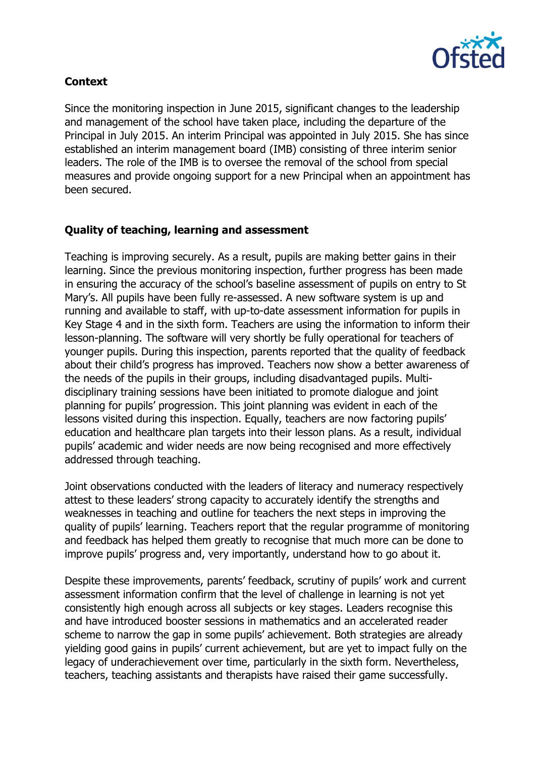**Context**

Since the monitoring inspection in June 2015, significant changes to the leadership and management of the school have taken place, including the departure of the Principal in July 2015. An interim Principal was appointed in July 2015. She has since established an interim management board (IMB) consisting of three interim senior leaders. The role of the IMB is to oversee the removal of the school from special measures and provide ongoing support for a new Principal when an appointment has been secured.

**Quality of teaching, learning and assessment**

Teaching is improving securely. As a result, pupils are making better gains in their learning. Since the previous monitoring inspection, further progress has been made in ensuring the accuracy of the school's baseline assessment of pupils on entry to St Mary's. All pupils have been fully re-assessed. A new software system is up and running and available to staff, with up-to-date assessment information for pupils in Key Stage 4 and in the sixth form. Teachers are using the information to inform their lesson-planning. The software will very shortly be fully operational for teachers of younger pupils. During this inspection, parents reported that the quality of feedback about their child's progress has improved. Teachers now show a better awareness of the needs of the pupils in their groups, including disadvantaged pupils. Multi-disciplinary training sessions have been initiated to promote dialogue and joint planning for pupils' progression. This joint planning was evident in each of the lessons visited during this inspection. Equally, teachers are now factoring pupils' education and healthcare plan targets into their lesson plans. As a result, individual pupils' academic and wider needs are now being recognised and more effectively addressed through teaching.

Joint observations conducted with the leaders of literacy and numeracy respectively attest to these leaders' strong capacity to accurately identify the strengths and weaknesses in teaching and outline for teachers the next steps in improving the quality of pupils' learning. Teachers report that the regular programme of monitoring and feedback has helped them greatly to recognise that much more can be done to improve pupils' progress and, very importantly, understand how to go about it.

Despite these improvements, parents' feedback, scrutiny of pupils' work and current assessment information confirm that the level of challenge in learning is not yet consistently high enough across all subjects or key stages. Leaders recognise this and have introduced booster sessions in mathematics and an accelerated reader scheme to narrow the gap in some pupils' achievement. Both strategies are already yielding good gains in pupils' current achievement, but are yet to impact fully on the legacy of underachievement over time, particularly in the sixth form. Nevertheless, teachers, teaching assistants and therapists have raised their game successfully.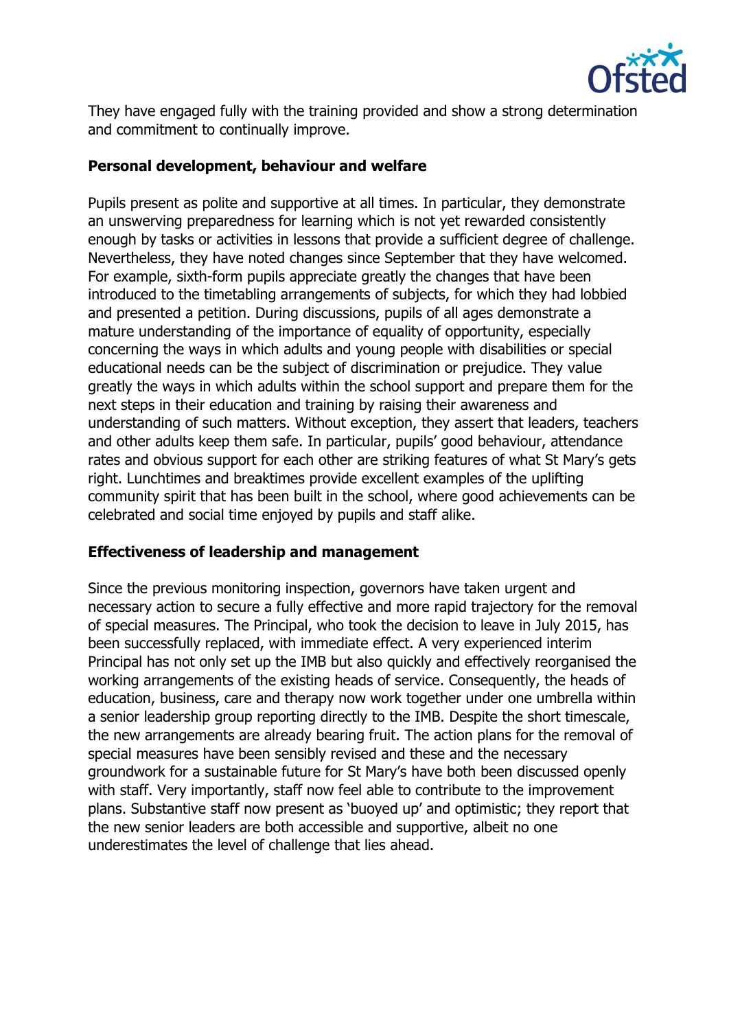They have engaged fully with the training provided and show a strong determination and commitment to continually improve.

**Personal development, behaviour and welfare**

Pupils present as polite and supportive at all times. In particular, they demonstrate an unswerving preparedness for learning which is not yet rewarded consistently enough by tasks or activities in lessons that provide a sufficient degree of challenge. Nevertheless, they have noted changes since September that they have welcomed. For example, sixth-form pupils appreciate greatly the changes that have been introduced to the timetabling arrangements of subjects, for which they had lobbied and presented a petition. During discussions, pupils of all ages demonstrate a mature understanding of the importance of equality of opportunity, especially concerning the ways in which adults and young people with disabilities or special educational needs can be the subject of discrimination or prejudice. They value greatly the ways in which adults within the school support and prepare them for the next steps in their education and training by raising their awareness and understanding of such matters. Without exception, they assert that leaders, teachers and other adults keep them safe. In particular, pupils' good behaviour, attendance rates and obvious support for each other are striking features of what St Mary's gets right. Lunchtimes and breaktimes provide excellent examples of the uplifting community spirit that has been built in the school, where good achievements can be celebrated and social time enjoyed by pupils and staff alike.

**Effectiveness of leadership and management**

Since the previous monitoring inspection, governors have taken urgent and necessary action to secure a fully effective and more rapid trajectory for the removal of special measures. The Principal, who took the decision to leave in July 2015, has been successfully replaced, with immediate effect. A very experienced interim Principal has not only set up the IMB but also quickly and effectively reorganised the working arrangements of the existing heads of service. Consequently, the heads of education, business, care and therapy now work together under one umbrella within a senior leadership group reporting directly to the IMB. Despite the short timescale, the new arrangements are already bearing fruit. The action plans for the removal of special measures have been sensibly revised and these and the necessary groundwork for a sustainable future for St Mary's have both been discussed openly with staff. Very importantly, staff now feel able to contribute to the improvement plans. Substantive staff now present as 'buoyed up' and optimistic; they report that the new senior leaders are both accessible and supportive, albeit no one underestimates the level of challenge that lies ahead.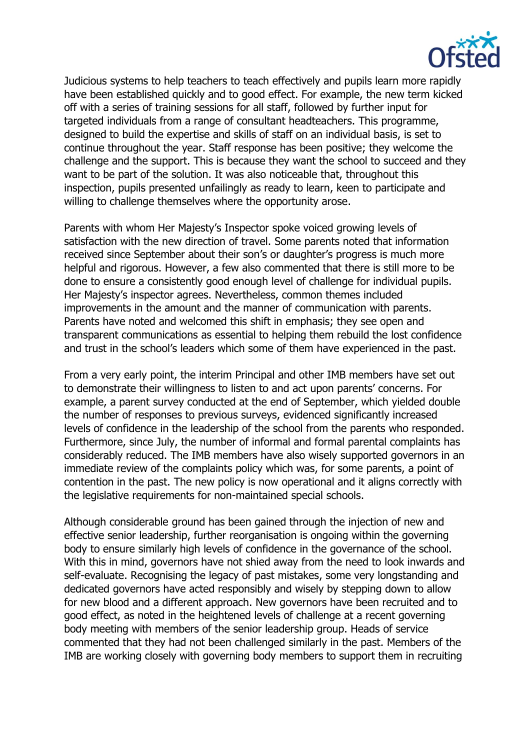Judicious systems to help teachers to teach effectively and pupils learn more rapidly have been established quickly and to good effect. For example, the new term kicked off with a series of training sessions for all staff, followed by further input for targeted individuals from a range of consultant headteachers. This programme, designed to build the expertise and skills of staff on an individual basis, is set to continue throughout the year. Staff response has been positive; they welcome the challenge and the support. This is because they want the school to succeed and they want to be part of the solution. It was also noticeable that, throughout this inspection, pupils presented unfailingly as ready to learn, keen to participate and willing to challenge themselves where the opportunity arose.

Parents with whom Her Majesty's Inspector spoke voiced growing levels of satisfaction with the new direction of travel. Some parents noted that information received since September about their son's or daughter's progress is much more helpful and rigorous. However, a few also commented that there is still more to be done to ensure a consistently good enough level of challenge for individual pupils. Her Majesty's inspector agrees. Nevertheless, common themes included improvements in the amount and the manner of communication with parents. Parents have noted and welcomed this shift in emphasis; they see open and transparent communications as essential to helping them rebuild the lost confidence and trust in the school's leaders which some of them have experienced in the past.

From a very early point, the interim Principal and other IMB members have set out to demonstrate their willingness to listen to and act upon parents' concerns. For example, a parent survey conducted at the end of September, which yielded double the number of responses to previous surveys, evidenced significantly increased levels of confidence in the leadership of the school from the parents who responded. Furthermore, since July, the number of informal and formal parental complaints has considerably reduced. The IMB members have also wisely supported governors in an immediate review of the complaints policy which was, for some parents, a point of contention in the past. The new policy is now operational and it aligns correctly with the legislative requirements for non-maintained special schools.

Although considerable ground has been gained through the injection of new and effective senior leadership, further reorganisation is ongoing within the governing body to ensure similarly high levels of confidence in the governance of the school. With this in mind, governors have not shied away from the need to look inwards and self-evaluate. Recognising the legacy of past mistakes, some very longstanding and dedicated governors have acted responsibly and wisely by stepping down to allow for new blood and a different approach. New governors have been recruited and to good effect, as noted in the heightened levels of challenge at a recent governing body meeting with members of the senior leadership group. Heads of service commented that they had not been challenged similarly in the past. Members of the IMB are working closely with governing body members to support them in recruiting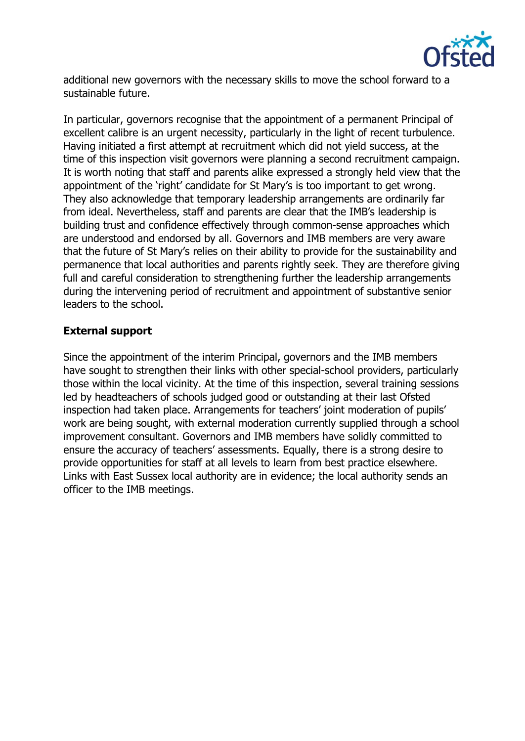additional new governors with the necessary skills to move the school forward to a sustainable future.

In particular, governors recognise that the appointment of a permanent Principal of excellent calibre is an urgent necessity, particularly in the light of recent turbulence. Having initiated a first attempt at recruitment which did not yield success, at the time of this inspection visit governors were planning a second recruitment campaign. It is worth noting that staff and parents alike expressed a strongly held view that the appointment of the 'right' candidate for St Mary's is too important to get wrong. They also acknowledge that temporary leadership arrangements are ordinarily far from ideal. Nevertheless, staff and parents are clear that the IMB's leadership is building trust and confidence effectively through common-sense approaches which are understood and endorsed by all. Governors and IMB members are very aware that the future of St Mary's relies on their ability to provide for the sustainability and permanence that local authorities and parents rightly seek. They are therefore giving full and careful consideration to strengthening further the leadership arrangements during the intervening period of recruitment and appointment of substantive senior leaders to the school.

**External support**

Since the appointment of the interim Principal, governors and the IMB members have sought to strengthen their links with other special-school providers, particularly those within the local vicinity. At the time of this inspection, several training sessions led by headteachers of schools judged good or outstanding at their last Ofsted inspection had taken place. Arrangements for teachers' joint moderation of pupils' work are being sought, with external moderation currently supplied through a school improvement consultant. Governors and IMB members have solidly committed to ensure the accuracy of teachers' assessments. Equally, there is a strong desire to provide opportunities for staff at all levels to learn from best practice elsewhere. Links with East Sussex local authority are in evidence; the local authority sends an officer to the IMB meetings.